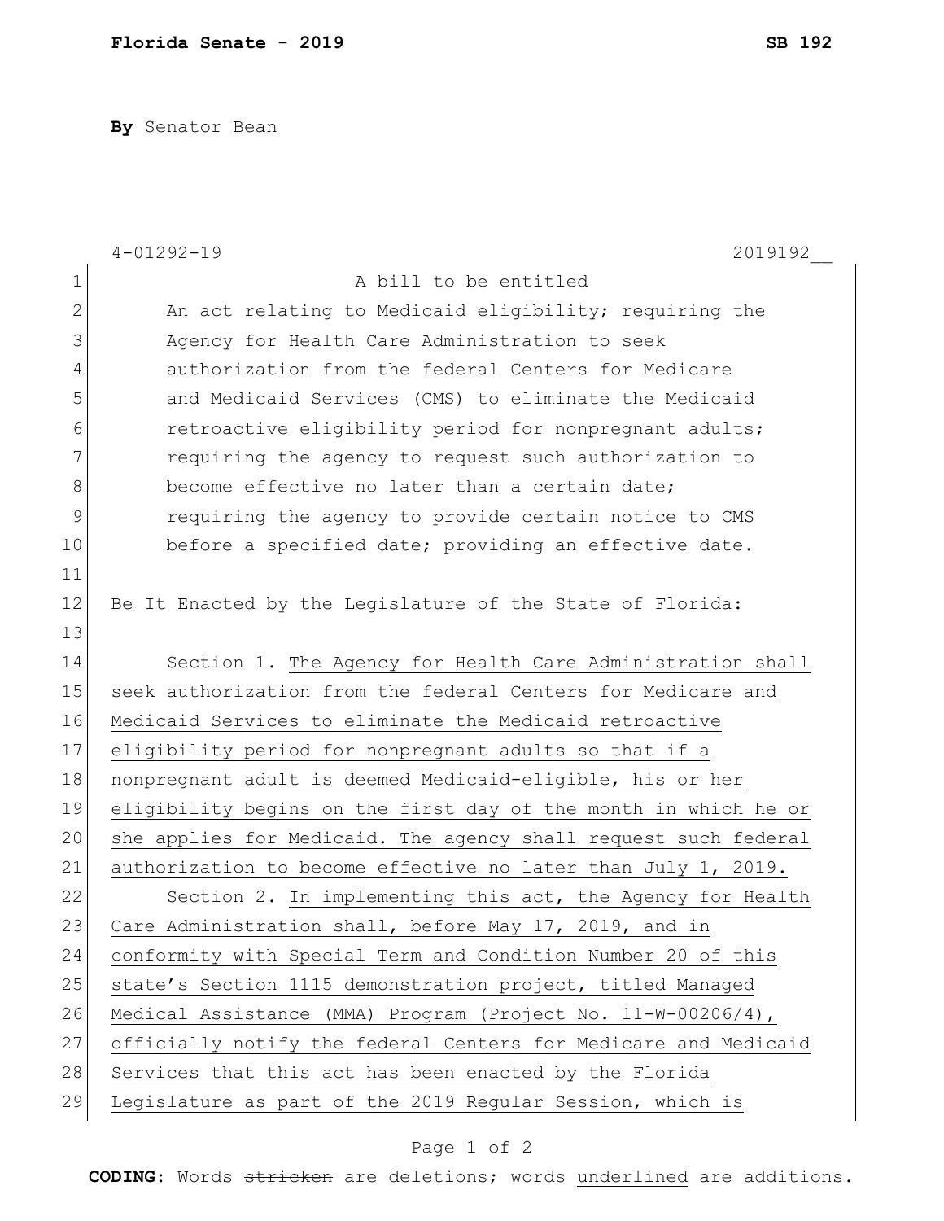**Florida Senate** - **2019** **SB 192**

**By** Senator Bean

4-01292-19 2019192__

A bill to be entitled

An act relating to Medicaid eligibility; requiring the Agency for Health Care Administration to seek authorization from the federal Centers for Medicare and Medicaid Services (CMS) to eliminate the Medicaid retroactive eligibility period for nonpregnant adults; requiring the agency to request such authorization to become effective no later than a certain date; requiring the agency to provide certain notice to CMS before a specified date; providing an effective date.

Be It Enacted by the Legislature of the State of Florida:

Section 1. The Agency for Health Care Administration shall seek authorization from the federal Centers for Medicare and Medicaid Services to eliminate the Medicaid retroactive eligibility period for nonpregnant adults so that if a nonpregnant adult is deemed Medicaid-eligible, his or her eligibility begins on the first day of the month in which he or she applies for Medicaid. The agency shall request such federal authorization to become effective no later than July 1, 2019.

Section 2. In implementing this act, the Agency for Health Care Administration shall, before May 17, 2019, and in conformity with Special Term and Condition Number 20 of this state's Section 1115 demonstration project, titled Managed Medical Assistance (MMA) Program (Project No. 11-W-00206/4), officially notify the federal Centers for Medicare and Medicaid Services that this act has been enacted by the Florida Legislature as part of the 2019 Regular Session, which is

**CODING:** Words ~~stricken~~ are deletions; words underlined are additions.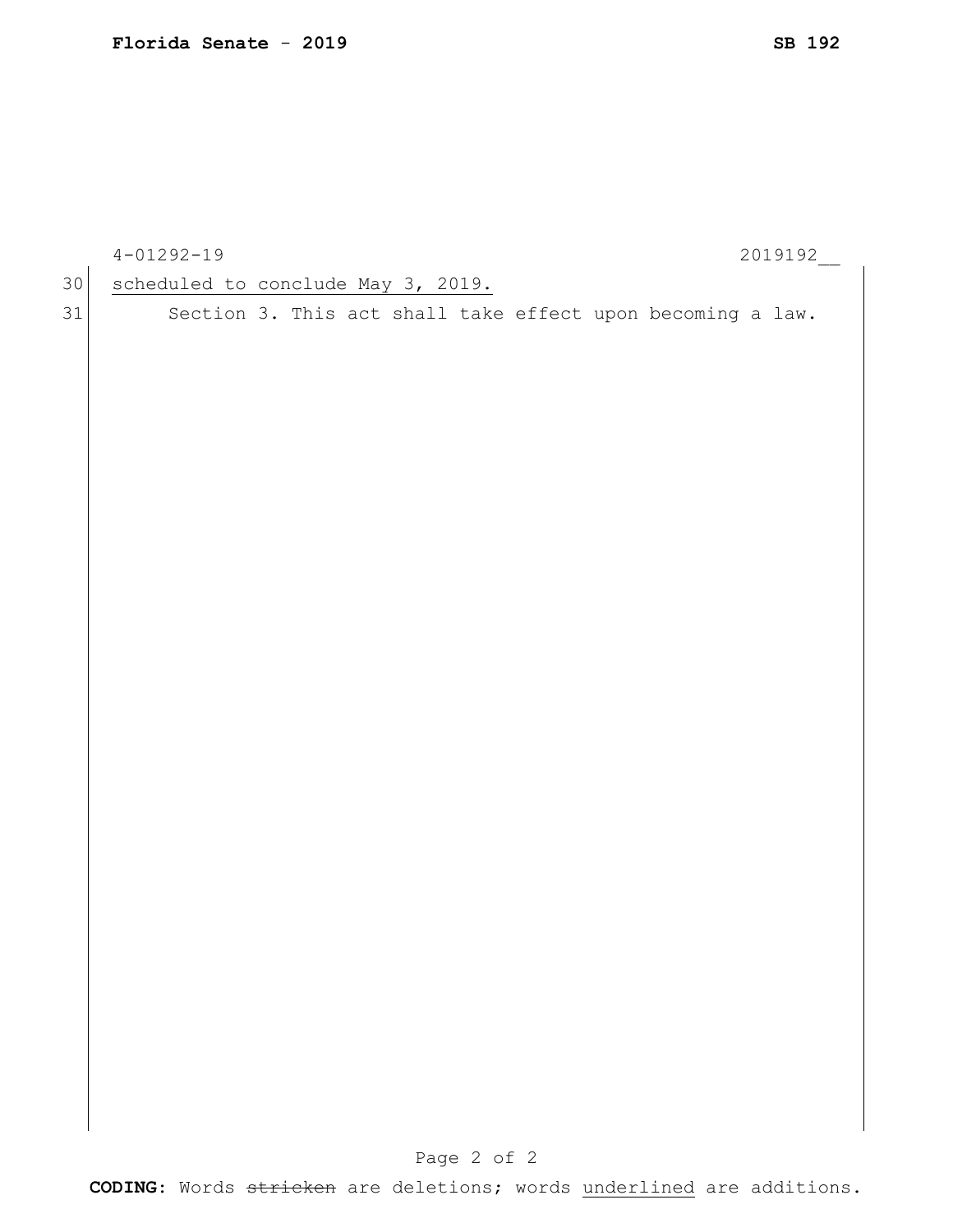4-01292-19 2019192__

30 <u>scheduled to conclude May 3, 2019.</u>

31 Section 3. This act shall take effect upon becoming a law.

**CODING:** Words ~~stricken~~ are deletions; words <u>underlined</u> are additions.